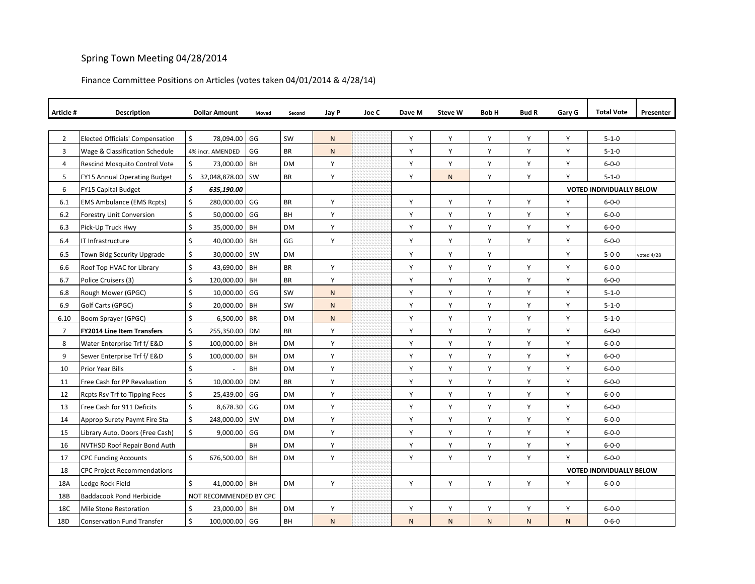Spring Town Meeting 04/28/2014

Finance Committee Positions on Articles (votes taken 04/01/2014 & 4/28/14)

| Article # | Description | Dollar Amount | Moved | Second | Jay P | Joe C | Dave M | Steve W | Bob H | Bud R | Gary G | Total Vote | Presenter |
|---|---|---|---|---|---|---|---|---|---|---|---|---|---|
| 2 | Elected Officials' Compensation | $ 78,094.00 | GG | SW | N | | Y | Y | Y | Y | Y | 5-1-0 | |
| 3 | Wage & Classification Schedule | 4% incr. AMENDED | GG | BR | N | | Y | Y | Y | Y | Y | 5-1-0 | |
| 4 | Rescind Mosquito Control Vote | $ 73,000.00 | BH | DM | Y | | Y | Y | Y | Y | Y | 6-0-0 | |
| 5 | FY15 Annual Operating Budget | $ 32,048,878.00 | SW | BR | Y | | Y | N | Y | Y | Y | 5-1-0 | |
| 6 | FY15 Capital Budget | ***$ 635,190.00*** | | | | | | | | | | **VOTED INDIVIDUALLY BELOW** | |
| 6.1 | EMS Ambulance (EMS Rcpts) | $ 280,000.00 | GG | BR | Y | | Y | Y | Y | Y | Y | 6-0-0 | |
| 6.2 | Forestry Unit Conversion | $ 50,000.00 | GG | BH | Y | | Y | Y | Y | Y | Y | 6-0-0 | |
| 6.3 | Pick-Up Truck Hwy | $ 35,000.00 | BH | DM | Y | | Y | Y | Y | Y | Y | 6-0-0 | |
| 6.4 | IT Infrastructure | $ 40,000.00 | BH | GG | Y | | Y | Y | Y | Y | Y | 6-0-0 | |
| 6.5 | Town Bldg Security Upgrade | $ 30,000.00 | SW | DM | | | Y | Y | Y | | Y | 5-0-0 | voted 4/28 |
| 6.6 | Roof Top HVAC for Library | $ 43,690.00 | BH | BR | Y | | Y | Y | Y | Y | Y | 6-0-0 | |
| 6.7 | Police Cruisers (3) | $ 120,000.00 | BH | BR | Y | | Y | Y | Y | Y | Y | 6-0-0 | |
| 6.8 | Rough Mower (GPGC) | $ 10,000.00 | GG | SW | N | | Y | Y | Y | Y | Y | 5-1-0 | |
| 6.9 | Golf Carts (GPGC) | $ 20,000.00 | BH | SW | N | | Y | Y | Y | Y | Y | 5-1-0 | |
| 6.10 | Boom Sprayer (GPGC) | $ 6,500.00 | BR | DM | N | | Y | Y | Y | Y | Y | 5-1-0 | |
| 7 | **FY2014 Line Item Transfers** | $ 255,350.00 | DM | BR | Y | | Y | Y | Y | Y | Y | 6-0-0 | |
| 8 | Water Enterprise Trf f/ E&D | $ 100,000.00 | BH | DM | Y | | Y | Y | Y | Y | Y | 6-0-0 | |
| 9 | Sewer Enterprise Trf f/ E&D | $ 100,000.00 | BH | DM | Y | | Y | Y | Y | Y | Y | 6-0-0 | |
| 10 | Prior Year Bills | $ - | BH | DM | Y | | Y | Y | Y | Y | Y | 6-0-0 | |
| 11 | Free Cash for PP Revaluation | $ 10,000.00 | DM | BR | Y | | Y | Y | Y | Y | Y | 6-0-0 | |
| 12 | Rcpts Rsv Trf to Tipping Fees | $ 25,439.00 | GG | DM | Y | | Y | Y | Y | Y | Y | 6-0-0 | |
| 13 | Free Cash for 911 Deficits | $ 8,678.30 | GG | DM | Y | | Y | Y | Y | Y | Y | 6-0-0 | |
| 14 | Approp Surety Paymt Fire Sta | $ 248,000.00 | SW | DM | Y | | Y | Y | Y | Y | Y | 6-0-0 | |
| 15 | Library Auto. Doors (Free Cash) | $ 9,000.00 | GG | DM | Y | | Y | Y | Y | Y | Y | 6-0-0 | |
| 16 | NVTHSD Roof Repair Bond Auth | | BH | DM | Y | | Y | Y | Y | Y | Y | 6-0-0 | |
| 17 | CPC Funding Accounts | $ 676,500.00 | BH | DM | Y | | Y | Y | Y | Y | Y | 6-0-0 | |
| 18 | CPC Project Recommendations | | | | | | | | | | | **VOTED INDIVIDUALLY BELOW** | |
| 18A | Ledge Rock Field | $ 41,000.00 | BH | DM | Y | | Y | Y | Y | Y | Y | 6-0-0 | |
| 18B | Baddacook Pond Herbicide | NOT RECOMMENDED BY CPC | | | | | | | | | | | |
| 18C | Mile Stone Restoration | $ 23,000.00 | BH | DM | Y | | Y | Y | Y | Y | Y | 6-0-0 | |
| 18D | Conservation Fund Transfer | $ 100,000.00 | GG | BH | N | | N | N | N | N | N | 0-6-0 | |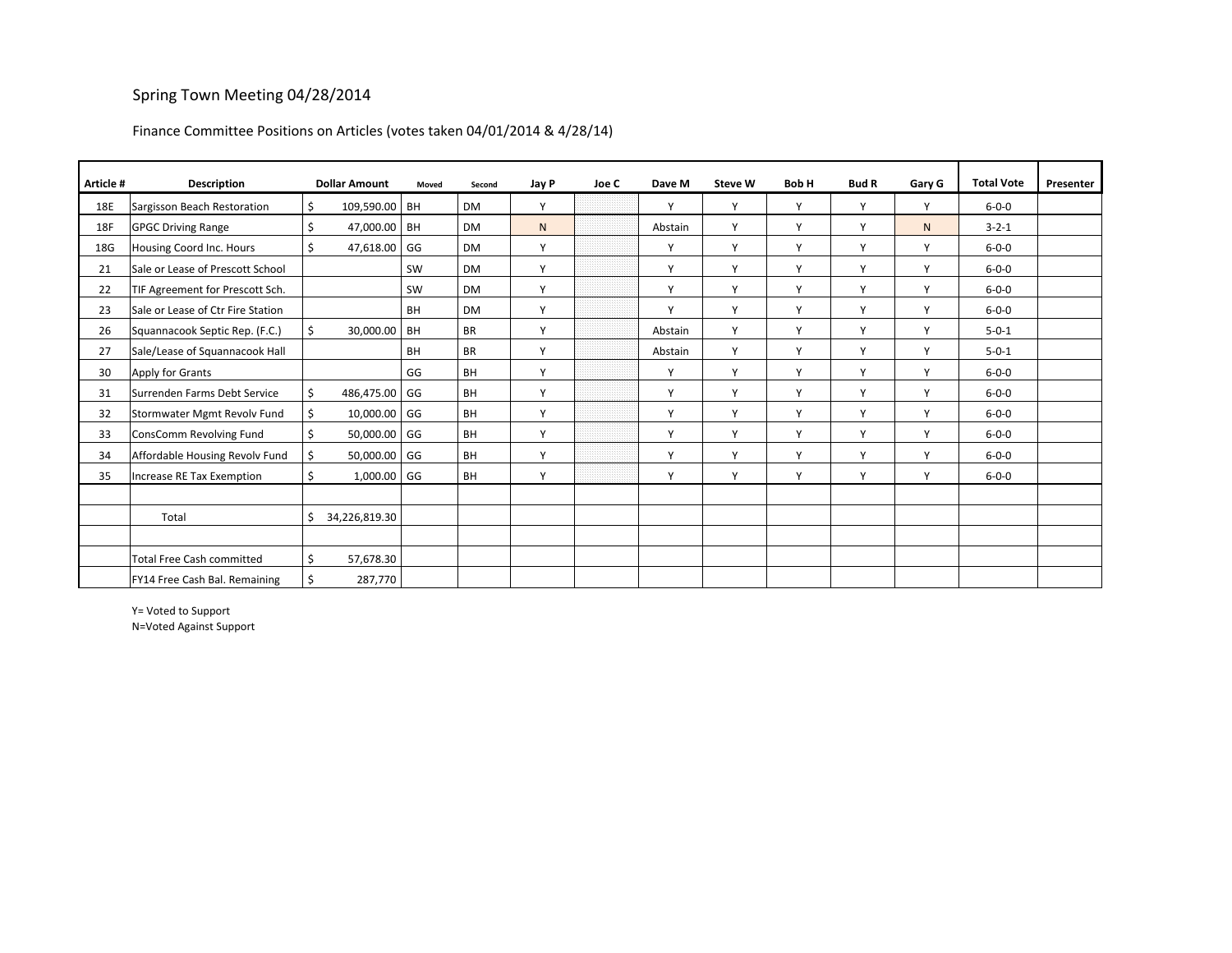Spring Town Meeting 04/28/2014

Finance Committee Positions on Articles (votes taken 04/01/2014 & 4/28/14)

| Article # | Description | Dollar Amount | Moved | Second | Jay P | Joe C | Dave M | Steve W | Bob H | Bud R | Gary G | Total Vote | Presenter |
|---|---|---|---|---|---|---|---|---|---|---|---|---|---|
| 18E | Sargisson Beach Restoration | $ 109,590.00 | BH | DM | Y | | Y | Y | Y | Y | Y | 6-0-0 | |
| 18F | GPGC Driving Range | $ 47,000.00 | BH | DM | N | | Abstain | Y | Y | Y | N | 3-2-1 | |
| 18G | Housing Coord Inc. Hours | $ 47,618.00 | GG | DM | Y | | Y | Y | Y | Y | Y | 6-0-0 | |
| 21 | Sale or Lease of Prescott School | | SW | DM | Y | | Y | Y | Y | Y | Y | 6-0-0 | |
| 22 | TIF Agreement for Prescott Sch. | | SW | DM | Y | | Y | Y | Y | Y | Y | 6-0-0 | |
| 23 | Sale or Lease of Ctr Fire Station | | BH | DM | Y | | Y | Y | Y | Y | Y | 6-0-0 | |
| 26 | Squannacook Septic Rep. (F.C.) | $ 30,000.00 | BH | BR | Y | | Abstain | Y | Y | Y | Y | 5-0-1 | |
| 27 | Sale/Lease of Squannacook Hall | | BH | BR | Y | | Abstain | Y | Y | Y | Y | 5-0-1 | |
| 30 | Apply for Grants | | GG | BH | Y | | Y | Y | Y | Y | Y | 6-0-0 | |
| 31 | Surrenden Farms Debt Service | $ 486,475.00 | GG | BH | Y | | Y | Y | Y | Y | Y | 6-0-0 | |
| 32 | Stormwater Mgmt Revolv Fund | $ 10,000.00 | GG | BH | Y | | Y | Y | Y | Y | Y | 6-0-0 | |
| 33 | ConsComm Revolving Fund | $ 50,000.00 | GG | BH | Y | | Y | Y | Y | Y | Y | 6-0-0 | |
| 34 | Affordable Housing Revolv Fund | $ 50,000.00 | GG | BH | Y | | Y | Y | Y | Y | Y | 6-0-0 | |
| 35 | Increase RE Tax Exemption | $ 1,000.00 | GG | BH | Y | | Y | Y | Y | Y | Y | 6-0-0 | |
| | | | | | | | | | | | | | |
| | Total | $ 34,226,819.30 | | | | | | | | | | | |
| | | | | | | | | | | | | | |
| | Total Free Cash committed | $ 57,678.30 | | | | | | | | | | | |
| | FY14 Free Cash Bal. Remaining | $ 287,770 | | | | | | | | | | | |

Y= Voted to Support
N=Voted Against Support